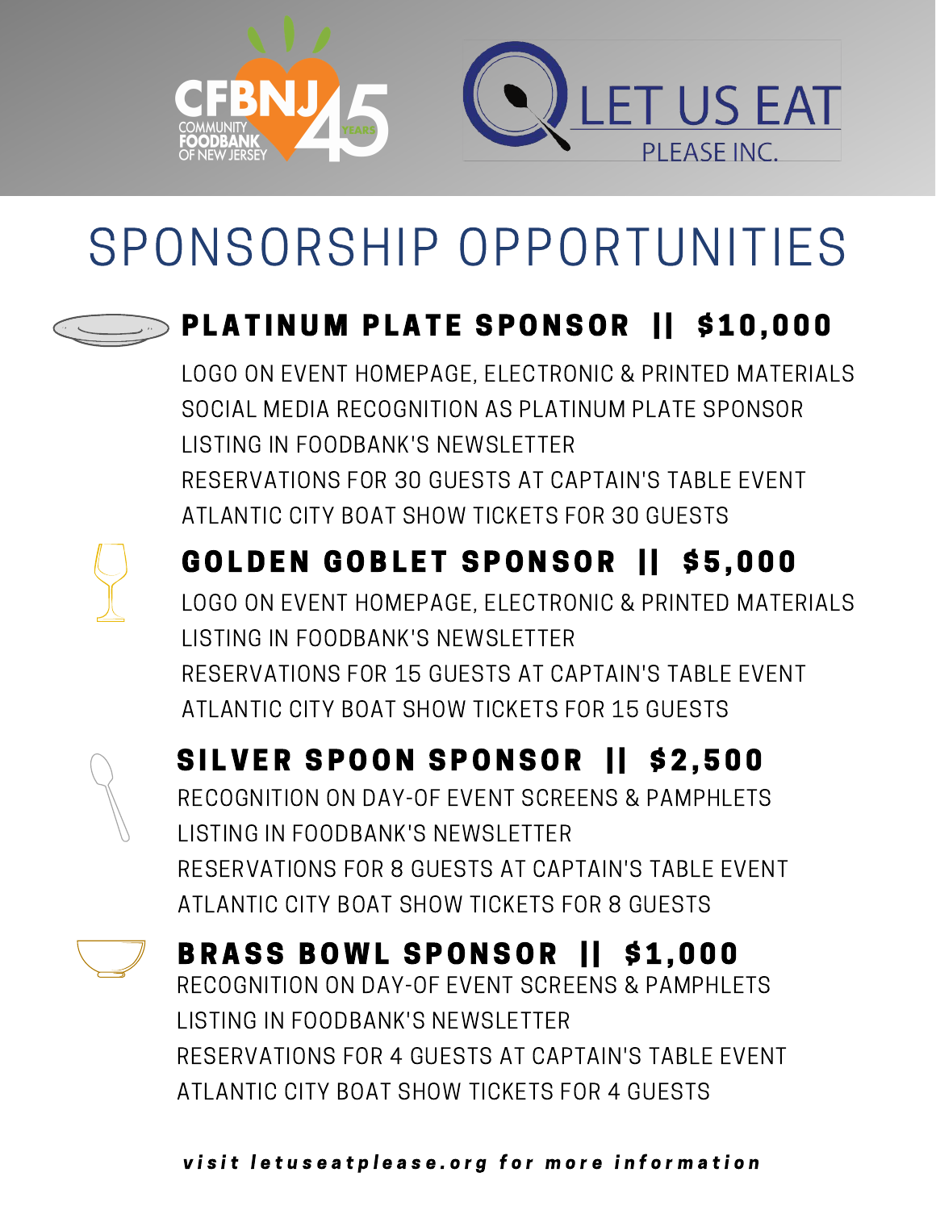CFBNJ 45 YEARS
COMMUNITY FOODBANK OF NEW JERSEY

LET US EAT PLEASE INC.

# SPONSORSHIP OPPORTUNITIES

## PLATINUM PLATE SPONSOR || $10,000

LOGO ON EVENT HOMEPAGE, ELECTRONIC & PRINTED MATERIALS
SOCIAL MEDIA RECOGNITION AS PLATINUM PLATE SPONSOR
LISTING IN FOODBANK'S NEWSLETTER
RESERVATIONS FOR 30 GUESTS AT CAPTAIN'S TABLE EVENT
ATLANTIC CITY BOAT SHOW TICKETS FOR 30 GUESTS

## GOLDEN GOBLET SPONSOR || $5,000

LOGO ON EVENT HOMEPAGE, ELECTRONIC & PRINTED MATERIALS
LISTING IN FOODBANK'S NEWSLETTER
RESERVATIONS FOR 15 GUESTS AT CAPTAIN'S TABLE EVENT
ATLANTIC CITY BOAT SHOW TICKETS FOR 15 GUESTS

## SILVER SPOON SPONSOR || $2,500

RECOGNITION ON DAY-OF EVENT SCREENS & PAMPHLETS
LISTING IN FOODBANK'S NEWSLETTER
RESERVATIONS FOR 8 GUESTS AT CAPTAIN'S TABLE EVENT
ATLANTIC CITY BOAT SHOW TICKETS FOR 8 GUESTS

## BRASS BOWL SPONSOR || $1,000

RECOGNITION ON DAY-OF EVENT SCREENS & PAMPHLETS
LISTING IN FOODBANK'S NEWSLETTER
RESERVATIONS FOR 4 GUESTS AT CAPTAIN'S TABLE EVENT
ATLANTIC CITY BOAT SHOW TICKETS FOR 4 GUESTS

***visit letuseatplease.org for more information***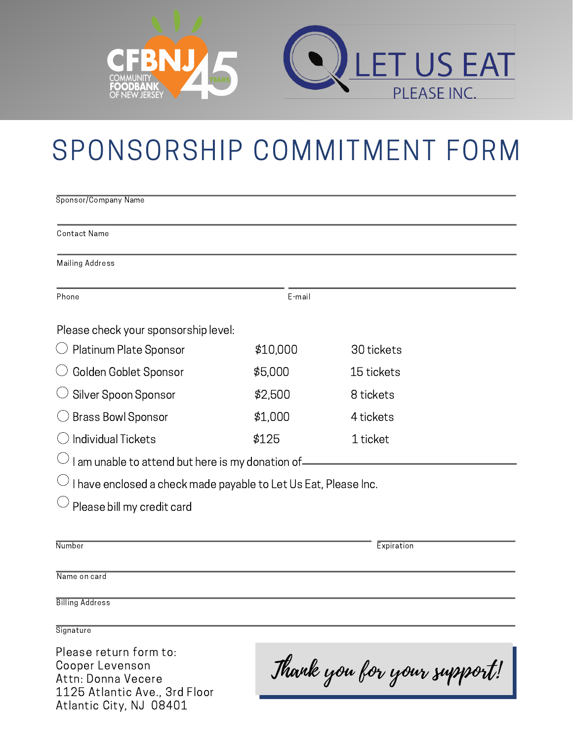CFBNJ COMMUNITY FOODBANK OF NEW JERSEY 45 YEARS

LET US EAT PLEASE INC.

# SPONSORSHIP COMMITMENT FORM

Sponsor/Company Name

Contact Name

Mailing Address

Phone

E-mail

Please check your sponsorship level:

| | | |
|---|---|---|
| ◯ Platinum Plate Sponsor | $10,000 | 30 tickets |
| ◯ Golden Goblet Sponsor | $5,000 | 15 tickets |
| ◯ Silver Spoon Sponsor | $2,500 | 8 tickets |
| ◯ Brass Bowl Sponsor | $1,000 | 4 tickets |
| ◯ Individual Tickets | $125 | 1 ticket |

◯ I am unable to attend but here is my donation of \_\_\_\_\_\_\_\_\_\_\_\_\_\_\_\_\_\_\_\_

◯ I have enclosed a check made payable to Let Us Eat, Please Inc.

◯ Please bill my credit card

Number

Expiration

Name on card

Billing Address

Signature

Please return form to:
Cooper Levenson
Attn: Donna Vecere
1125 Atlantic Ave., 3rd Floor
Atlantic City, NJ 08401

*Thank you for your support!*